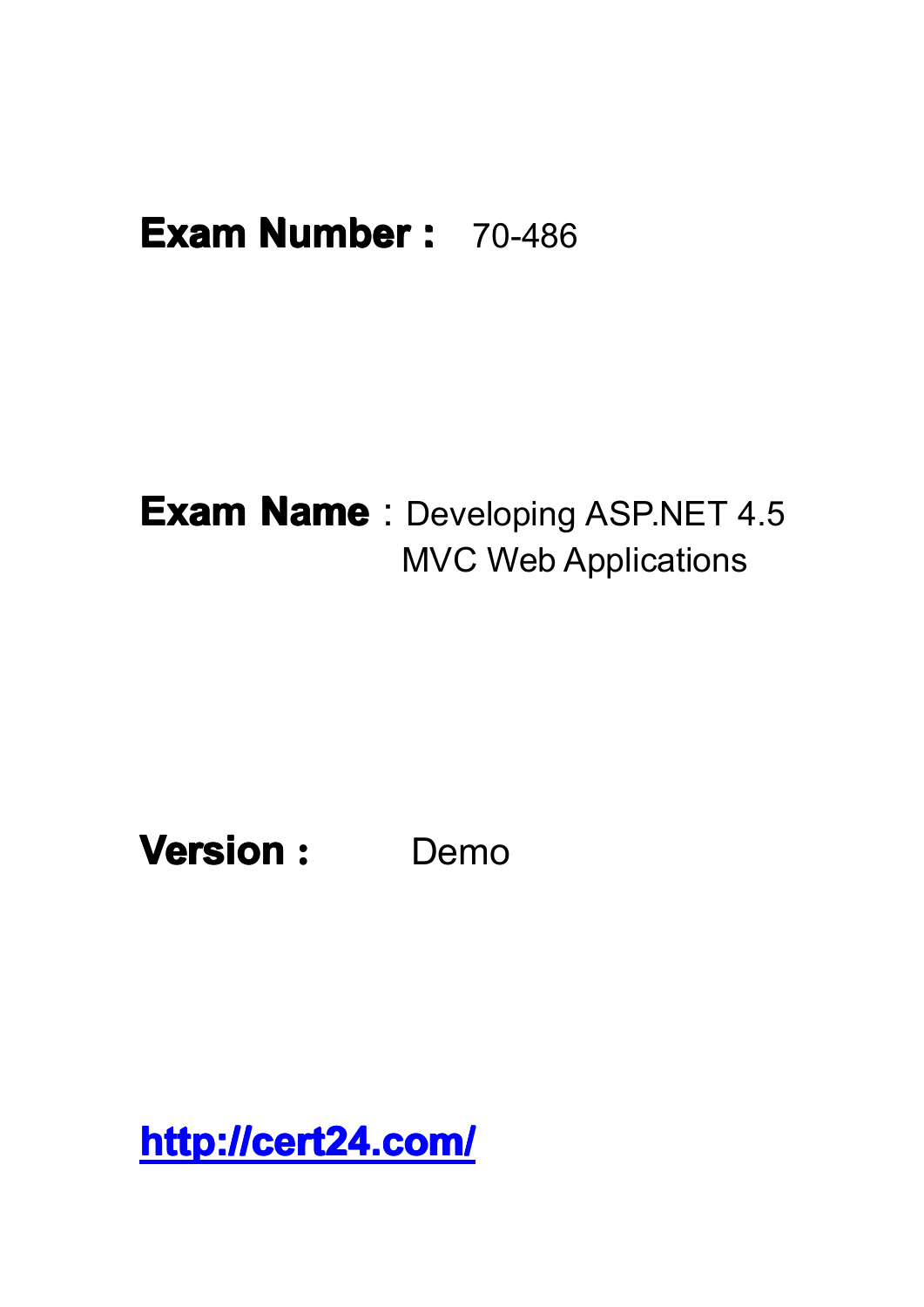**Exam Number :** 70-486

**Exam Name** : Developing ASP.NET 4.5 MVC Web Applications

**Version :** Demo

[http://cert24.com/](http://cert24.com/)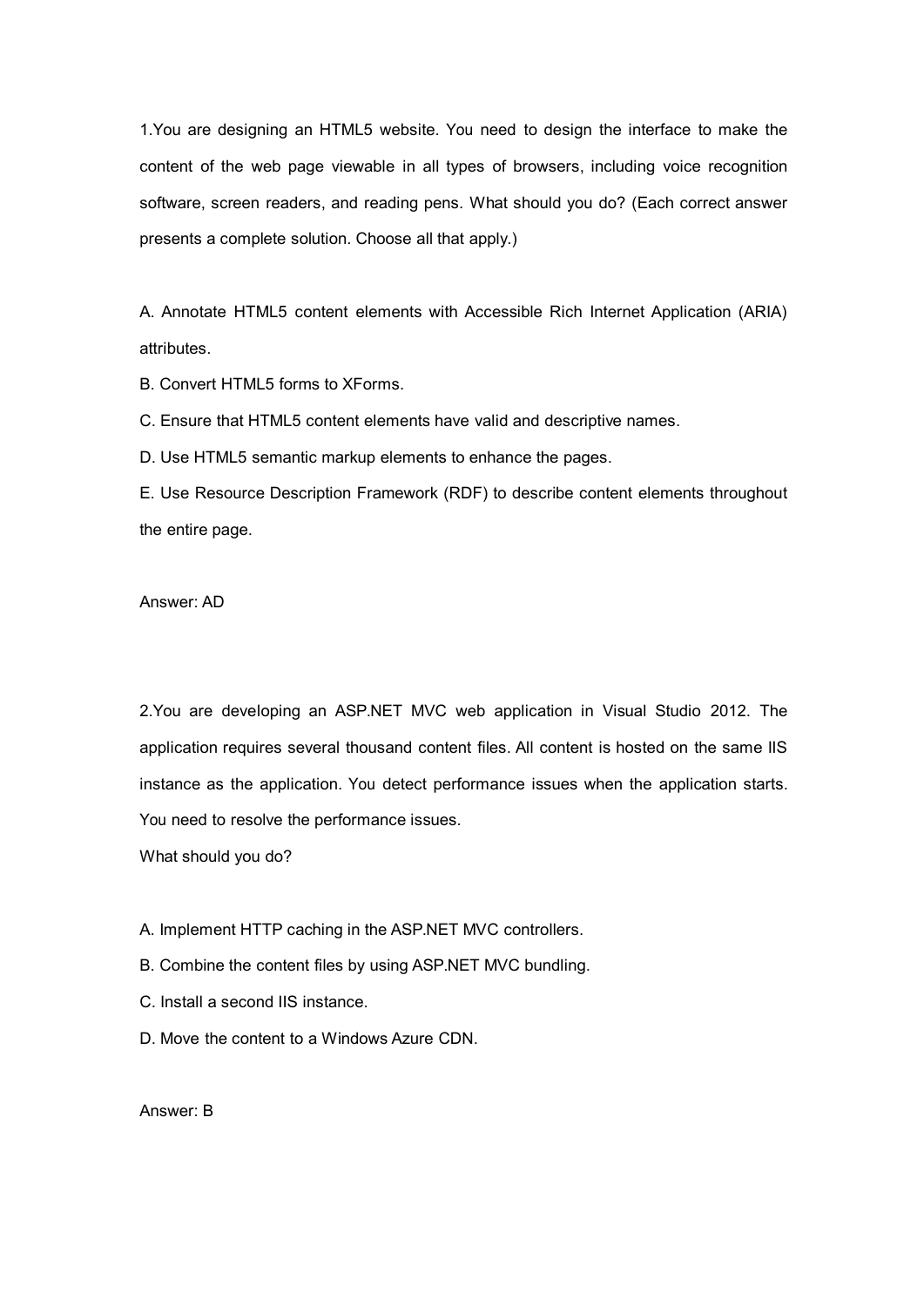1.You are designing an HTML5 website. You need to design the interface to make the content of the web page viewable in all types of browsers, including voice recognition software, screen readers, and reading pens. What should you do? (Each correct answer presents a complete solution. Choose all that apply.)

A. Annotate HTML5 content elements with Accessible Rich Internet Application (ARIA) attributes.

B. Convert HTML5 forms to XForms.

C. Ensure that HTML5 content elements have valid and descriptive names.

D. Use HTML5 semantic markup elements to enhance the pages.

E. Use Resource Description Framework (RDF) to describe content elements throughout the entire page.

Answer: AD

2.You are developing an ASP.NET MVC web application in Visual Studio 2012. The application requires several thousand content files. All content is hosted on the same IIS instance as the application. You detect performance issues when the application starts. You need to resolve the performance issues.

What should you do?

A. Implement HTTP caching in the ASP.NET MVC controllers.

B. Combine the content files by using ASP.NET MVC bundling.

C. Install a second IIS instance.

D. Move the content to a Windows Azure CDN.

Answer: B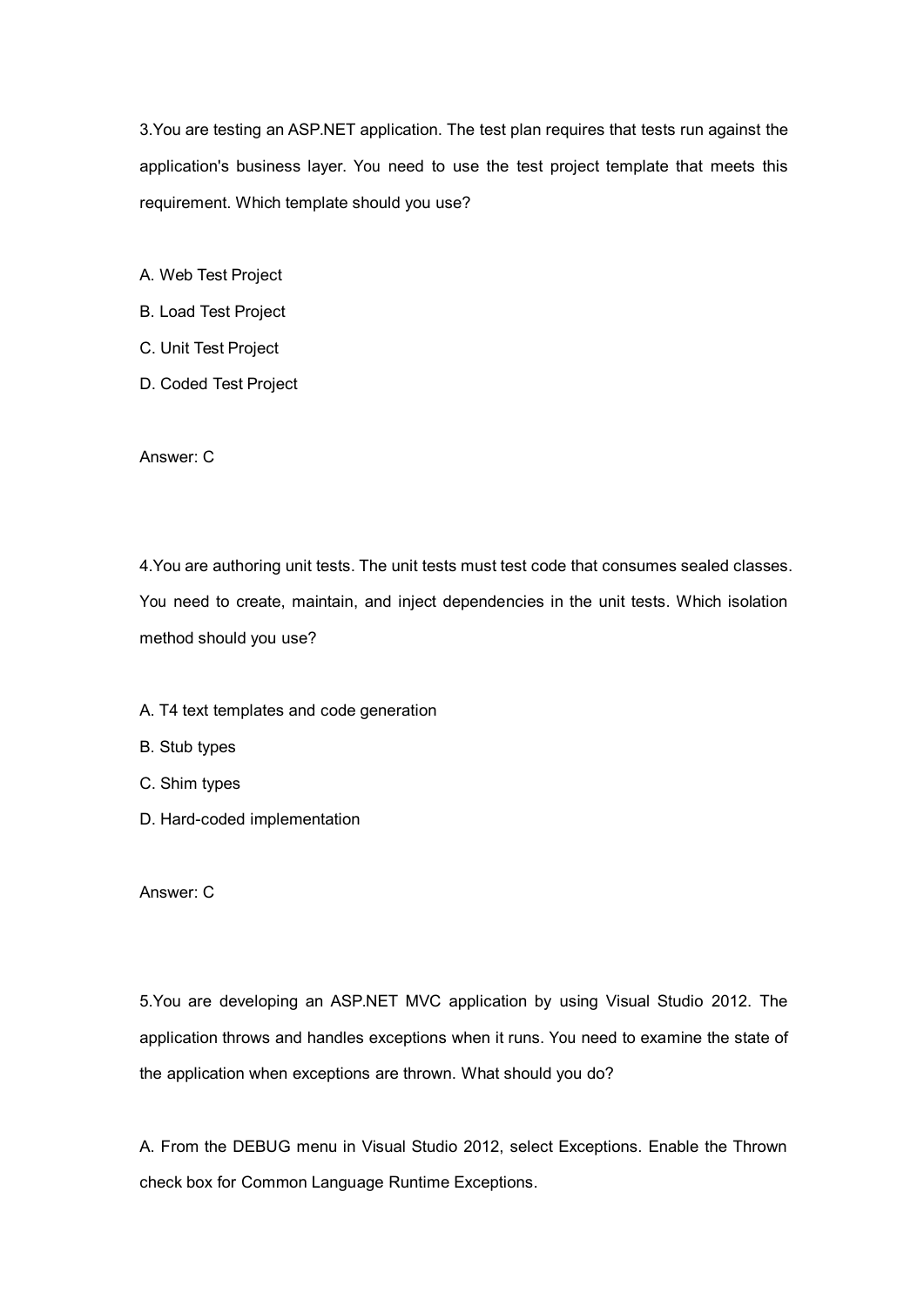3.You are testing an ASP.NET application. The test plan requires that tests run against the application's business layer. You need to use the test project template that meets this requirement. Which template should you use?

A. Web Test Project

B. Load Test Project

C. Unit Test Project

D. Coded Test Project

Answer: C

4.You are authoring unit tests. The unit tests must test code that consumes sealed classes. You need to create, maintain, and inject dependencies in the unit tests. Which isolation method should you use?

A. T4 text templates and code generation

B. Stub types

C. Shim types

D. Hard-coded implementation

Answer: C

5.You are developing an ASP.NET MVC application by using Visual Studio 2012. The application throws and handles exceptions when it runs. You need to examine the state of the application when exceptions are thrown. What should you do?

A. From the DEBUG menu in Visual Studio 2012, select Exceptions. Enable the Thrown check box for Common Language Runtime Exceptions.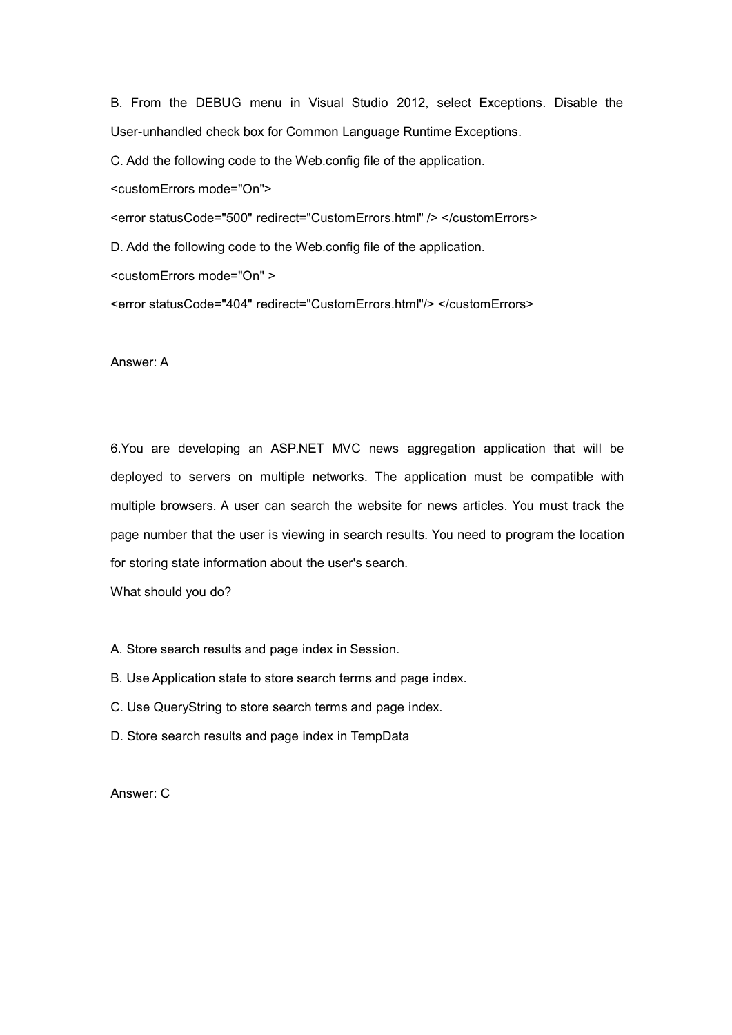B. From the DEBUG menu in Visual Studio 2012, select Exceptions. Disable the User-unhandled check box for Common Language Runtime Exceptions.

C. Add the following code to the Web.config file of the application.

```
<customErrors mode="On">
<error statusCode="500" redirect="CustomErrors.html" /> </customErrors>
```

D. Add the following code to the Web.config file of the application.

```
<customErrors mode="On" >
<error statusCode="404" redirect="CustomErrors.html"/> </customErrors>
```

Answer: A

6.You are developing an ASP.NET MVC news aggregation application that will be deployed to servers on multiple networks. The application must be compatible with multiple browsers. A user can search the website for news articles. You must track the page number that the user is viewing in search results. You need to program the location for storing state information about the user's search.

What should you do?

A. Store search results and page index in Session.

B. Use Application state to store search terms and page index.

C. Use QueryString to store search terms and page index.

D. Store search results and page index in TempData

Answer: C